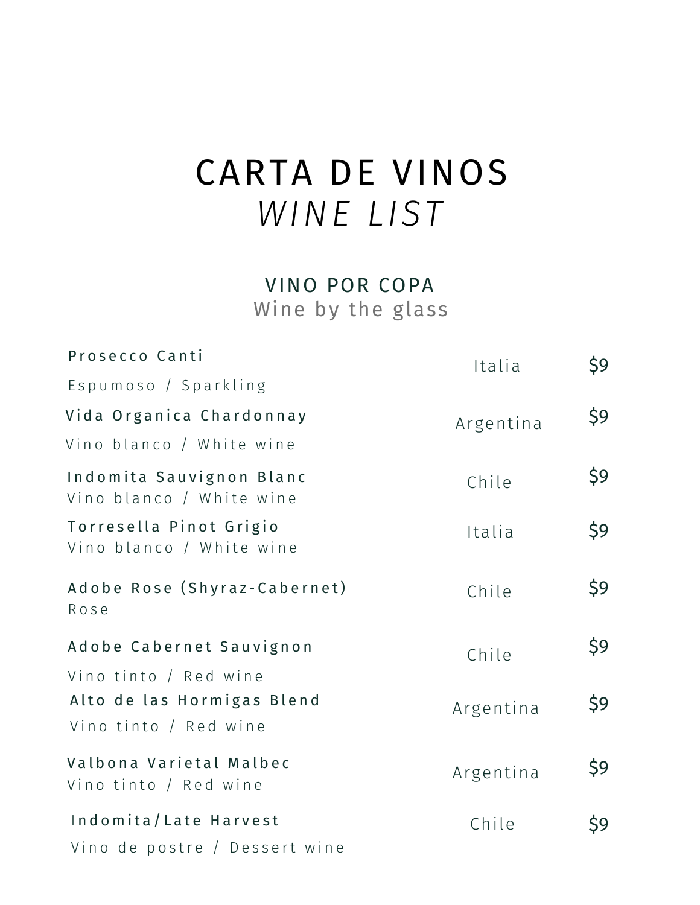# CARTA DE VINOS
# *WINE LIST*

---

## VINO POR COPA
Wine by the glass

| Vino / Wine | País / Country | Precio / Price |
|---|---|---|
| Prosecco Canti<br>Espumoso / Sparkling | Italia | $9 |
| Vida Organica Chardonnay<br>Vino blanco / White wine | Argentina | $9 |
| Indomita Sauvignon Blanc<br>Vino blanco / White wine | Chile | $9 |
| Torresella Pinot Grigio<br>Vino blanco / White wine | Italia | $9 |
| Adobe Rose (Shyraz-Cabernet)<br>Rose | Chile | $9 |
| Adobe Cabernet Sauvignon<br>Vino tinto / Red wine | Chile | $9 |
| Alto de las Hormigas Blend<br>Vino tinto / Red wine | Argentina | $9 |
| Valbona Varietal Malbec<br>Vino tinto / Red wine | Argentina | $9 |
| Indomita/Late Harvest<br>Vino de postre / Dessert wine | Chile | $9 |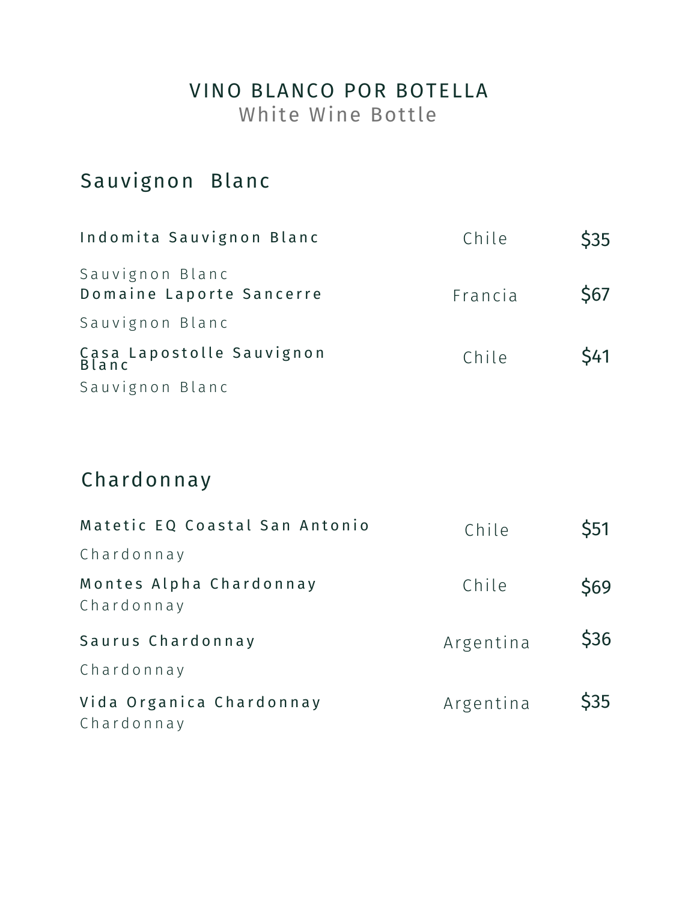# VINO BLANCO POR BOTELLA
White Wine Bottle

## Sauvignon Blanc

| Vino | País | Precio |
|---|---|---|
| **Indomita Sauvignon Blanc**<br>Sauvignon Blanc | Chile | $35 |
| **Domaine Laporte Sancerre**<br>Sauvignon Blanc | Francia | $67 |
| **Casa Lapostolle Sauvignon Blanc**<br>Sauvignon Blanc | Chile | $41 |

## Chardonnay

| Vino | País | Precio |
|---|---|---|
| **Matetic EQ Coastal San Antonio**<br>Chardonnay | Chile | $51 |
| **Montes Alpha Chardonnay**<br>Chardonnay | Chile | $69 |
| **Saurus Chardonnay**<br>Chardonnay | Argentina | $36 |
| **Vida Organica Chardonnay**<br>Chardonnay | Argentina | $35 |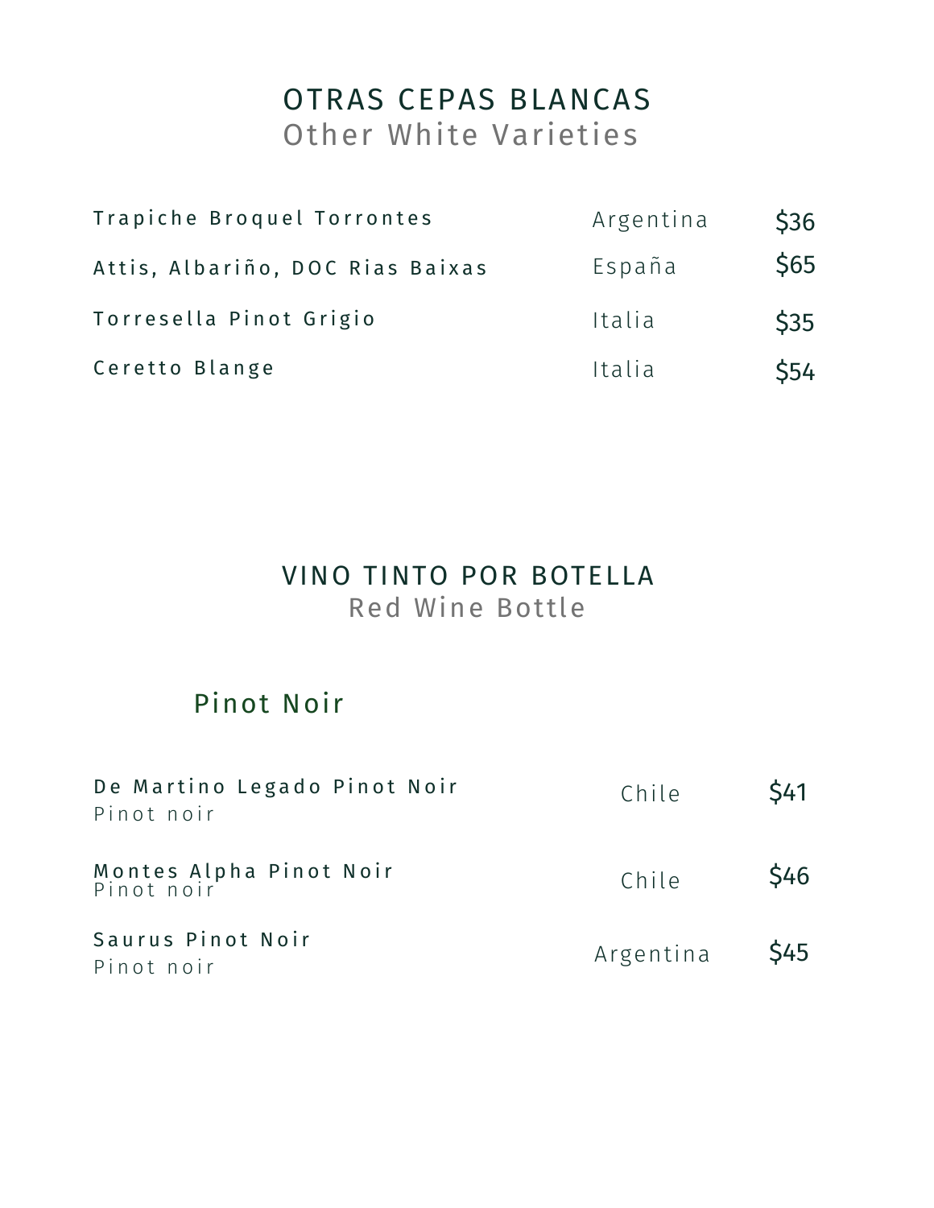## OTRAS CEPAS BLANCAS
Other White Varieties

| Vino | País | Precio |
| --- | --- | --- |
| Trapiche Broquel Torrontes | Argentina | $36 |
| Attis, Albariño, DOC Rias Baixas | España | $65 |
| Torresella Pinot Grigio | Italia | $35 |
| Ceretto Blange | Italia | $54 |

## VINO TINTO POR BOTELLA
Red Wine Bottle

### Pinot Noir

| Vino | País | Precio |
| --- | --- | --- |
| De Martino Legado Pinot Noir<br>Pinot noir | Chile | $41 |
| Montes Alpha Pinot Noir<br>Pinot noir | Chile | $46 |
| Saurus Pinot Noir<br>Pinot noir | Argentina | $45 |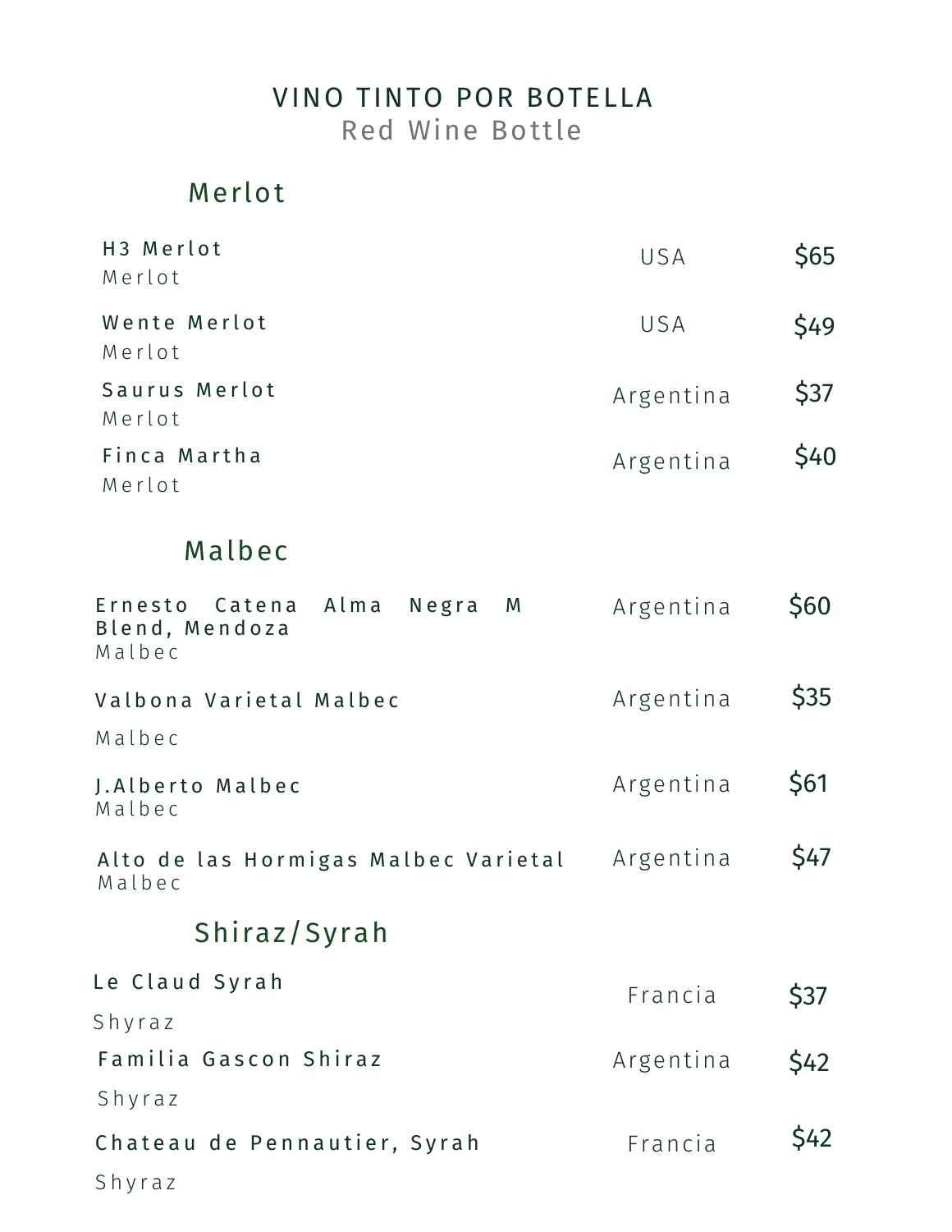# VINO TINTO POR BOTELLA
Red Wine Bottle

## Merlot

| Wine | Country | Price |
|---|---|---|
| **H3 Merlot**<br>Merlot | USA | $65 |
| **Wente Merlot**<br>Merlot | USA | $49 |
| **Saurus Merlot**<br>Merlot | Argentina | $37 |
| **Finca Martha**<br>Merlot | Argentina | $40 |

## Malbec

| Wine | Country | Price |
|---|---|---|
| **Ernesto Catena Alma Negra M Blend, Mendoza**<br>Malbec | Argentina | $60 |
| **Valbona Varietal Malbec**<br>Malbec | Argentina | $35 |
| **J.Alberto Malbec**<br>Malbec | Argentina | $61 |
| **Alto de las Hormigas Malbec Varietal**<br>Malbec | Argentina | $47 |

## Shiraz/Syrah

| Wine | Country | Price |
|---|---|---|
| **Le Claud Syrah**<br>Shyraz | Francia | $37 |
| **Familia Gascon Shiraz**<br>Shyraz | Argentina | $42 |
| **Chateau de Pennautier, Syrah**<br>Shyraz | Francia | $42 |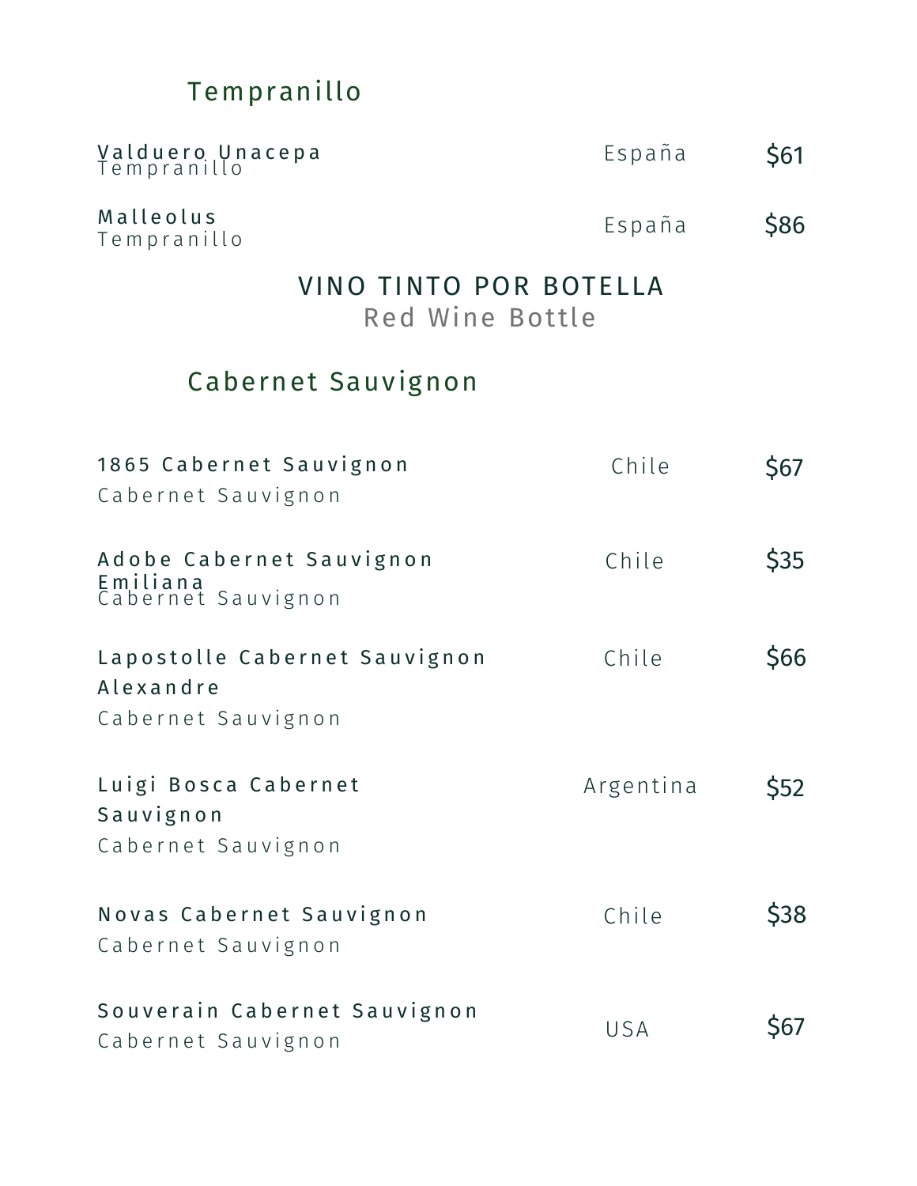## Tempranillo

| | | |
|---|---|---|
| **Valduero Unacepa**<br>Tempranillo | España | $61 |
| **Malleolus**<br>Tempranillo | España | $86 |

# VINO TINTO POR BOTELLA
Red Wine Bottle

## Cabernet Sauvignon

| | | |
|---|---|---|
| **1865 Cabernet Sauvignon**<br>Cabernet Sauvignon | Chile | $67 |
| **Adobe Cabernet Sauvignon Emiliana**<br>Cabernet Sauvignon | Chile | $35 |
| **Lapostolle Cabernet Sauvignon Alexandre**<br>Cabernet Sauvignon | Chile | $66 |
| **Luigi Bosca Cabernet Sauvignon**<br>Cabernet Sauvignon | Argentina | $52 |
| **Novas Cabernet Sauvignon**<br>Cabernet Sauvignon | Chile | $38 |
| **Souverain Cabernet Sauvignon**<br>Cabernet Sauvignon | USA | $67 |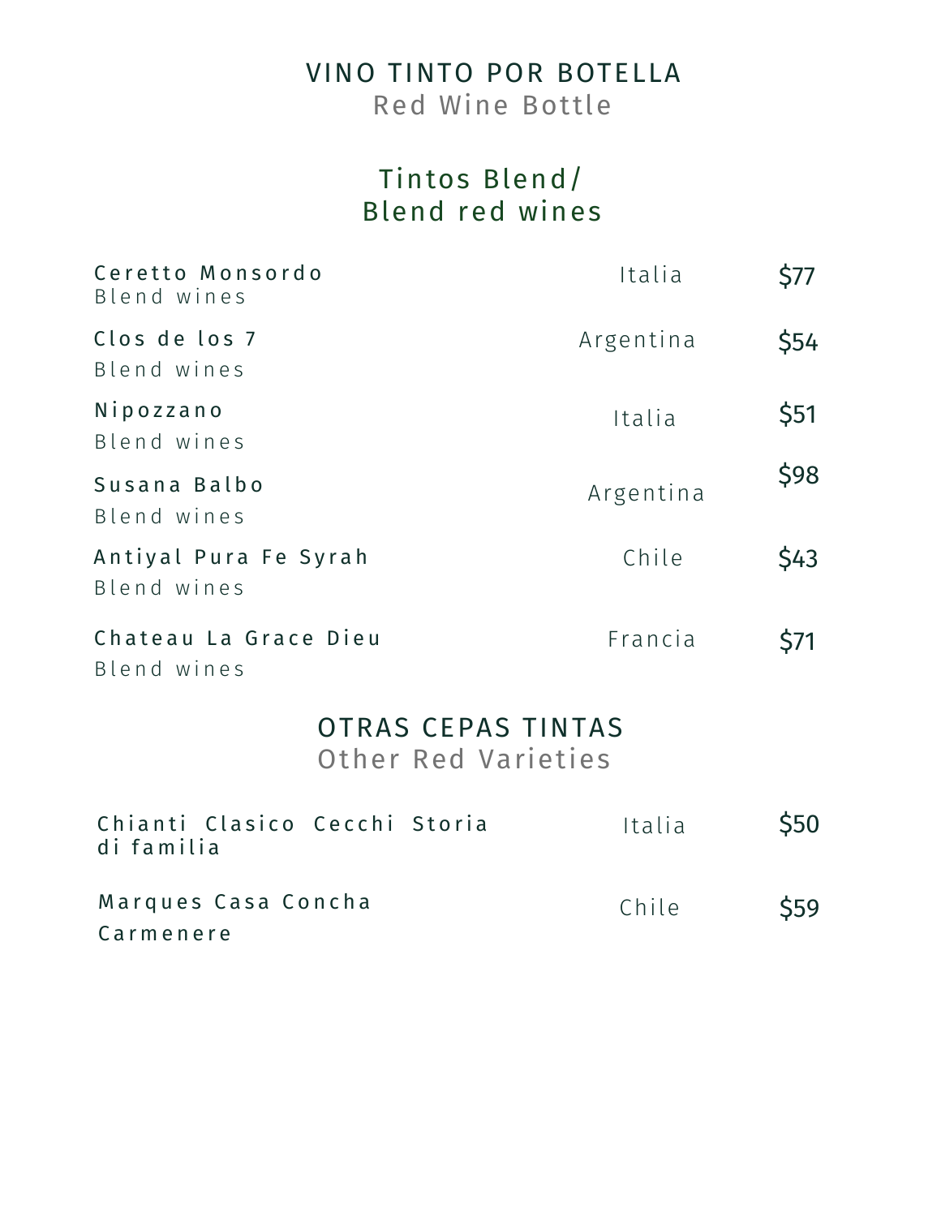# VINO TINTO POR BOTELLA
Red Wine Bottle

## Tintos Blend/ Blend red wines

| Vino | País | Precio |
| --- | --- | --- |
| **Ceretto Monsordo**<br>Blend wines | Italia | $77 |
| **Clos de los 7**<br>Blend wines | Argentina | $54 |
| **Nipozzano**<br>Blend wines | Italia | $51 |
| **Susana Balbo**<br>Blend wines | Argentina | $98 |
| **Antiyal Pura Fe Syrah**<br>Blend wines | Chile | $43 |
| **Chateau La Grace Dieu**<br>Blend wines | Francia | $71 |

## OTRAS CEPAS TINTAS
Other Red Varieties

| Vino | País | Precio |
| --- | --- | --- |
| **Chianti Clasico Cecchi Storia di familia** | Italia | $50 |
| **Marques Casa Concha Carmenere** | Chile | $59 |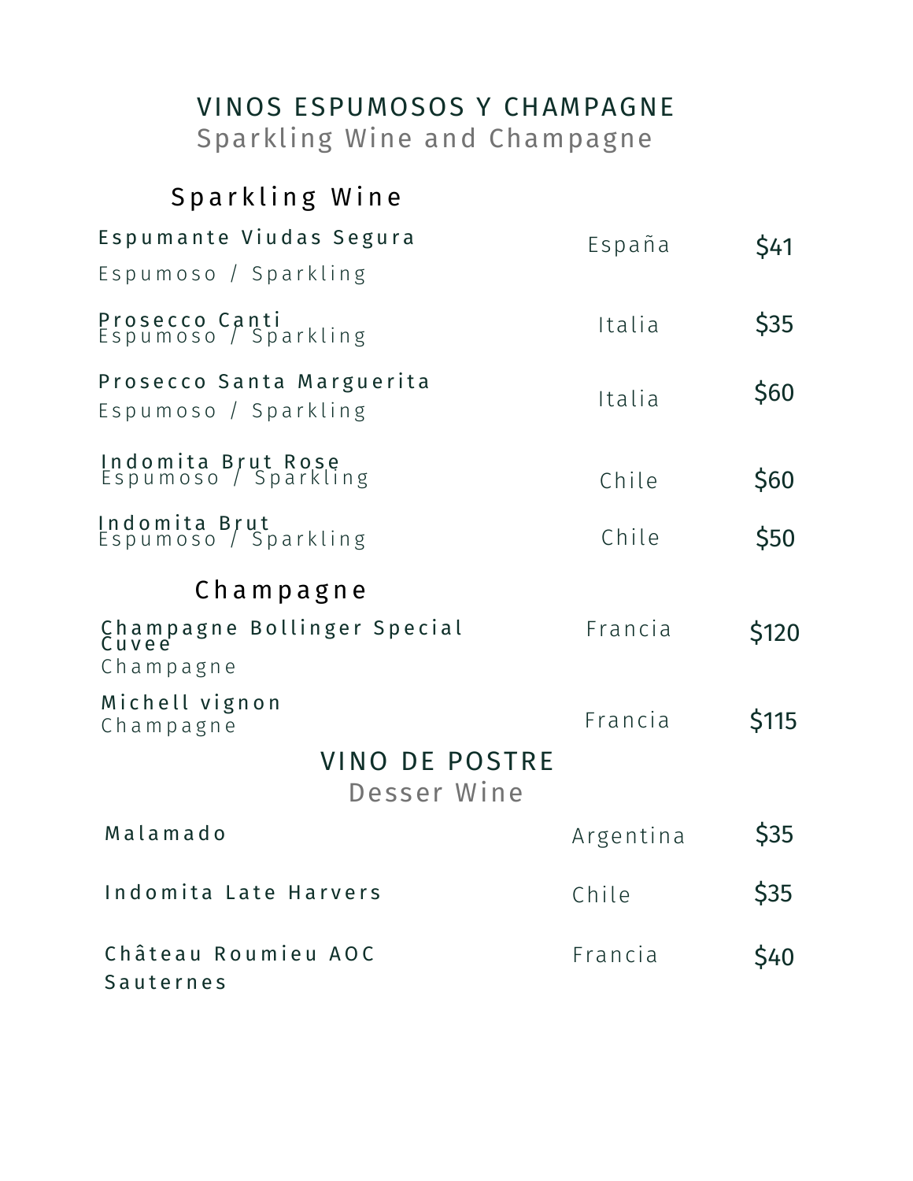# VINOS ESPUMOSOS Y CHAMPAGNE

Sparkling Wine and Champagne

## Sparkling Wine

| | | |
|---|---|---|
| **Espumante Viudas Segura**<br>Espumoso / Sparkling | España | $41 |
| **Prosecco Canti**<br>Espumoso / Sparkling | Italia | $35 |
| **Prosecco Santa Marguerita**<br>Espumoso / Sparkling | Italia | $60 |
| **Indomita Brut Rose**<br>Espumoso / Sparkling | Chile | $60 |
| **Indomita Brut**<br>Espumoso / Sparkling | Chile | $50 |

## Champagne

| | | |
|---|---|---|
| **Champagne Bollinger Special Cuvee**<br>Champagne | Francia | $120 |
| **Michell vignon**<br>Champagne | Francia | $115 |

# VINO DE POSTRE

Desser Wine

| | | |
|---|---|---|
| **Malamado** | Argentina | $35 |
| **Indomita Late Harvers** | Chile | $35 |
| **Château Roumieu AOC Sauternes** | Francia | $40 |